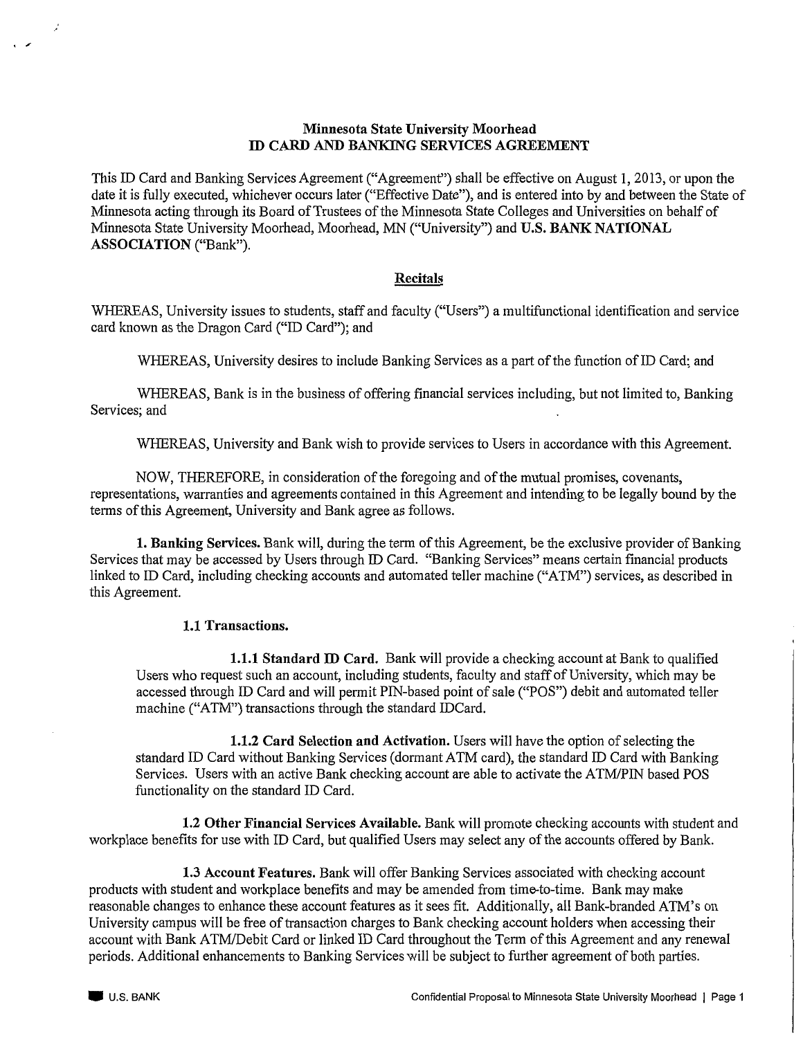**Minnesota State University Moorhead**
**ID CARD AND BANKING SERVICES AGREEMENT**

This ID Card and Banking Services Agreement ("Agreement") shall be effective on August 1, 2013, or upon the date it is fully executed, whichever occurs later ("Effective Date"), and is entered into by and between the State of Minnesota acting through its Board of Trustees of the Minnesota State Colleges and Universities on behalf of Minnesota State University Moorhead, Moorhead, MN ("University") and **U.S. BANK NATIONAL ASSOCIATION** ("Bank").

**Recitals**

WHEREAS, University issues to students, staff and faculty ("Users") a multifunctional identification and service card known as the Dragon Card ("ID Card"); and

WHEREAS, University desires to include Banking Services as a part of the function of ID Card; and

WHEREAS, Bank is in the business of offering financial services including, but not limited to, Banking Services; and

WHEREAS, University and Bank wish to provide services to Users in accordance with this Agreement.

NOW, THEREFORE, in consideration of the foregoing and of the mutual promises, covenants, representations, warranties and agreements contained in this Agreement and intending to be legally bound by the terms of this Agreement, University and Bank agree as follows.

**1. Banking Services.** Bank will, during the term of this Agreement, be the exclusive provider of Banking Services that may be accessed by Users through ID Card. "Banking Services" means certain financial products linked to ID Card, including checking accounts and automated teller machine ("ATM") services, as described in this Agreement.

**1.1 Transactions.**

**1.1.1 Standard ID Card.** Bank will provide a checking account at Bank to qualified Users who request such an account, including students, faculty and staff of University, which may be accessed through ID Card and will permit PIN-based point of sale ("POS") debit and automated teller machine ("ATM") transactions through the standard IDCard.

**1.1.2 Card Selection and Activation.** Users will have the option of selecting the standard ID Card without Banking Services (dormant ATM card), the standard ID Card with Banking Services. Users with an active Bank checking account are able to activate the ATM/PIN based POS functionality on the standard ID Card.

**1.2 Other Financial Services Available.** Bank will promote checking accounts with student and workplace benefits for use with ID Card, but qualified Users may select any of the accounts offered by Bank.

**1.3 Account Features.** Bank will offer Banking Services associated with checking account products with student and workplace benefits and may be amended from time-to-time. Bank may make reasonable changes to enhance these account features as it sees fit. Additionally, all Bank-branded ATM's on University campus will be free of transaction charges to Bank checking account holders when accessing their account with Bank ATM/Debit Card or linked ID Card throughout the Term of this Agreement and any renewal periods. Additional enhancements to Banking Services will be subject to further agreement of both parties.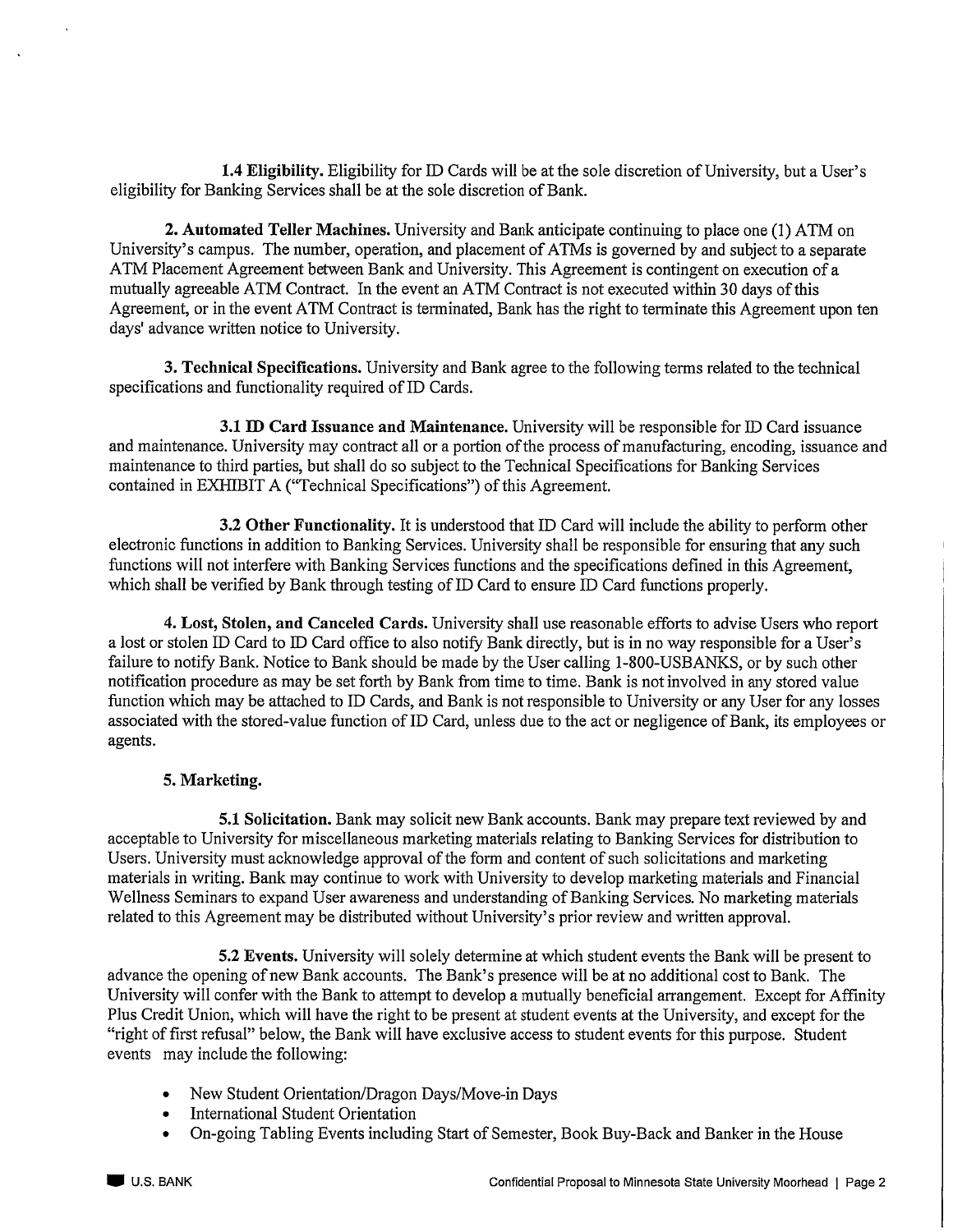**1.4 Eligibility.** Eligibility for ID Cards will be at the sole discretion of University, but a User's eligibility for Banking Services shall be at the sole discretion of Bank.

**2. Automated Teller Machines.** University and Bank anticipate continuing to place one (1) ATM on University's campus. The number, operation, and placement of ATMs is governed by and subject to a separate ATM Placement Agreement between Bank and University. This Agreement is contingent on execution of a mutually agreeable ATM Contract. In the event an ATM Contract is not executed within 30 days of this Agreement, or in the event ATM Contract is terminated, Bank has the right to terminate this Agreement upon ten days' advance written notice to University.

**3. Technical Specifications.** University and Bank agree to the following terms related to the technical specifications and functionality required of ID Cards.

**3.1 ID Card Issuance and Maintenance.** University will be responsible for ID Card issuance and maintenance. University may contract all or a portion of the process of manufacturing, encoding, issuance and maintenance to third parties, but shall do so subject to the Technical Specifications for Banking Services contained in EXHIBIT A ("Technical Specifications") of this Agreement.

**3.2 Other Functionality.** It is understood that ID Card will include the ability to perform other electronic functions in addition to Banking Services. University shall be responsible for ensuring that any such functions will not interfere with Banking Services functions and the specifications defined in this Agreement, which shall be verified by Bank through testing of ID Card to ensure ID Card functions properly.

**4. Lost, Stolen, and Canceled Cards.** University shall use reasonable efforts to advise Users who report a lost or stolen ID Card to ID Card office to also notify Bank directly, but is in no way responsible for a User's failure to notify Bank. Notice to Bank should be made by the User calling 1-800-USBANKS, or by such other notification procedure as may be set forth by Bank from time to time. Bank is not involved in any stored value function which may be attached to ID Cards, and Bank is not responsible to University or any User for any losses associated with the stored-value function of ID Card, unless due to the act or negligence of Bank, its employees or agents.

**5. Marketing.**

**5.1 Solicitation.** Bank may solicit new Bank accounts. Bank may prepare text reviewed by and acceptable to University for miscellaneous marketing materials relating to Banking Services for distribution to Users. University must acknowledge approval of the form and content of such solicitations and marketing materials in writing. Bank may continue to work with University to develop marketing materials and Financial Wellness Seminars to expand User awareness and understanding of Banking Services. No marketing materials related to this Agreement may be distributed without University's prior review and written approval.

**5.2 Events.** University will solely determine at which student events the Bank will be present to advance the opening of new Bank accounts. The Bank's presence will be at no additional cost to Bank. The University will confer with the Bank to attempt to develop a mutually beneficial arrangement. Except for Affinity Plus Credit Union, which will have the right to be present at student events at the University, and except for the "right of first refusal" below, the Bank will have exclusive access to student events for this purpose. Student events may include the following:

- New Student Orientation/Dragon Days/Move-in Days
- International Student Orientation
- On-going Tabling Events including Start of Semester, Book Buy-Back and Banker in the House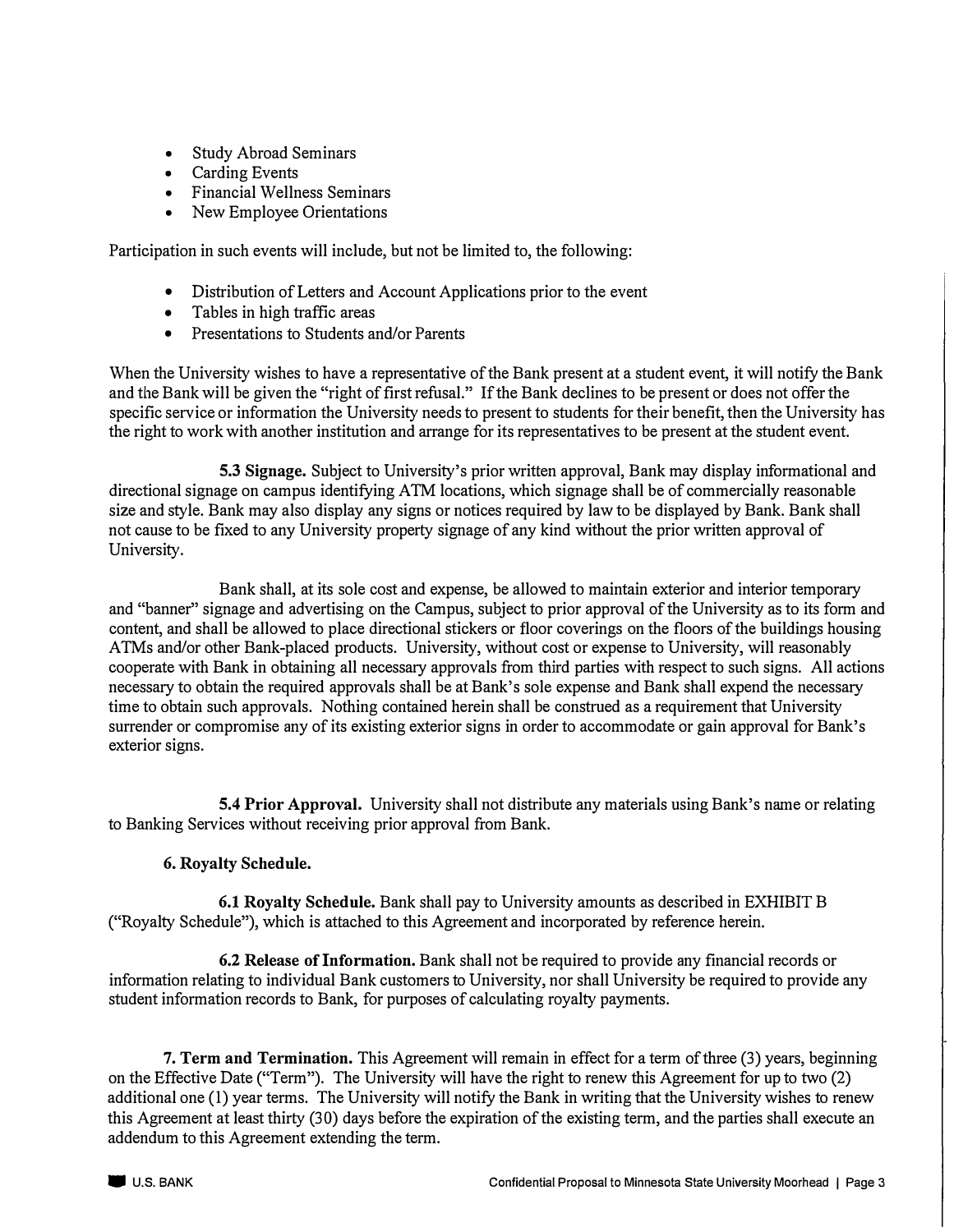- Study Abroad Seminars
- Carding Events
- Financial Wellness Seminars
- New Employee Orientations

Participation in such events will include, but not be limited to, the following:

- Distribution of Letters and Account Applications prior to the event
- Tables in high traffic areas
- Presentations to Students and/or Parents

When the University wishes to have a representative of the Bank present at a student event, it will notify the Bank and the Bank will be given the "right of first refusal." If the Bank declines to be present or does not offer the specific service or information the University needs to present to students for their benefit, then the University has the right to work with another institution and arrange for its representatives to be present at the student event.

**5.3 Signage.** Subject to University's prior written approval, Bank may display informational and directional signage on campus identifying ATM locations, which signage shall be of commercially reasonable size and style. Bank may also display any signs or notices required by law to be displayed by Bank. Bank shall not cause to be fixed to any University property signage of any kind without the prior written approval of University.

Bank shall, at its sole cost and expense, be allowed to maintain exterior and interior temporary and "banner" signage and advertising on the Campus, subject to prior approval of the University as to its form and content, and shall be allowed to place directional stickers or floor coverings on the floors of the buildings housing ATMs and/or other Bank-placed products. University, without cost or expense to University, will reasonably cooperate with Bank in obtaining all necessary approvals from third parties with respect to such signs. All actions necessary to obtain the required approvals shall be at Bank's sole expense and Bank shall expend the necessary time to obtain such approvals. Nothing contained herein shall be construed as a requirement that University surrender or compromise any of its existing exterior signs in order to accommodate or gain approval for Bank's exterior signs.

**5.4 Prior Approval.** University shall not distribute any materials using Bank's name or relating to Banking Services without receiving prior approval from Bank.

**6. Royalty Schedule.**

**6.1 Royalty Schedule.** Bank shall pay to University amounts as described in EXHIBIT B ("Royalty Schedule"), which is attached to this Agreement and incorporated by reference herein.

**6.2 Release of Information.** Bank shall not be required to provide any financial records or information relating to individual Bank customers to University, nor shall University be required to provide any student information records to Bank, for purposes of calculating royalty payments.

**7. Term and Termination.** This Agreement will remain in effect for a term of three (3) years, beginning on the Effective Date ("Term"). The University will have the right to renew this Agreement for up to two (2) additional one (1) year terms. The University will notify the Bank in writing that the University wishes to renew this Agreement at least thirty (30) days before the expiration of the existing term, and the parties shall execute an addendum to this Agreement extending the term.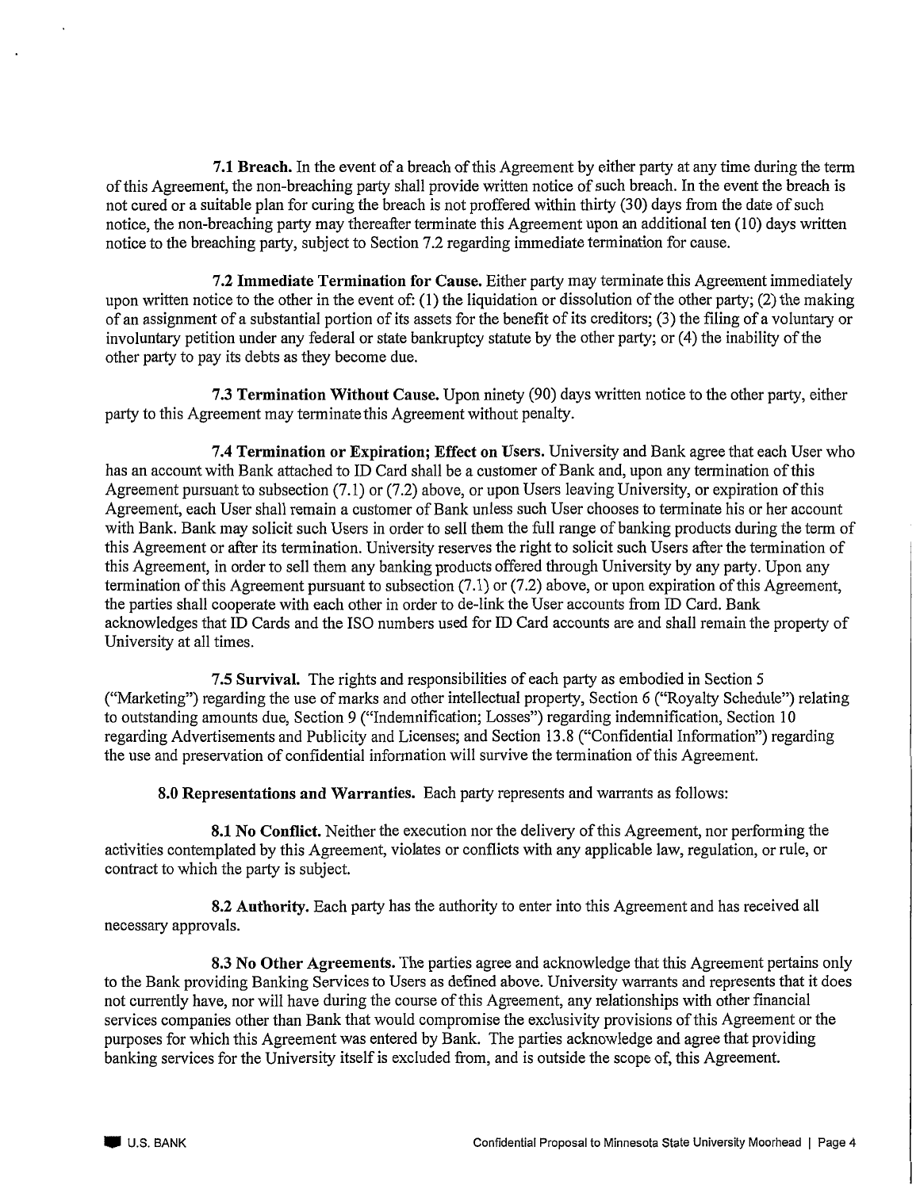**7.1 Breach.** In the event of a breach of this Agreement by either party at any time during the term of this Agreement, the non-breaching party shall provide written notice of such breach. In the event the breach is not cured or a suitable plan for curing the breach is not proffered within thirty (30) days from the date of such notice, the non-breaching party may thereafter terminate this Agreement upon an additional ten (10) days written notice to the breaching party, subject to Section 7.2 regarding immediate termination for cause.

**7.2 Immediate Termination for Cause.** Either party may terminate this Agreement immediately upon written notice to the other in the event of: (1) the liquidation or dissolution of the other party; (2) the making of an assignment of a substantial portion of its assets for the benefit of its creditors; (3) the filing of a voluntary or involuntary petition under any federal or state bankruptcy statute by the other party; or (4) the inability of the other party to pay its debts as they become due.

**7.3 Termination Without Cause.** Upon ninety (90) days written notice to the other party, either party to this Agreement may terminate this Agreement without penalty.

**7.4 Termination or Expiration; Effect on Users.** University and Bank agree that each User who has an account with Bank attached to ID Card shall be a customer of Bank and, upon any termination of this Agreement pursuant to subsection (7.1) or (7.2) above, or upon Users leaving University, or expiration of this Agreement, each User shall remain a customer of Bank unless such User chooses to terminate his or her account with Bank. Bank may solicit such Users in order to sell them the full range of banking products during the term of this Agreement or after its termination. University reserves the right to solicit such Users after the termination of this Agreement, in order to sell them any banking products offered through University by any party. Upon any termination of this Agreement pursuant to subsection (7.1) or (7.2) above, or upon expiration of this Agreement, the parties shall cooperate with each other in order to de-link the User accounts from ID Card. Bank acknowledges that ID Cards and the ISO numbers used for ID Card accounts are and shall remain the property of University at all times.

**7.5 Survival.** The rights and responsibilities of each party as embodied in Section 5 ("Marketing") regarding the use of marks and other intellectual property, Section 6 ("Royalty Schedule") relating to outstanding amounts due, Section 9 ("Indemnification; Losses") regarding indemnification, Section 10 regarding Advertisements and Publicity and Licenses; and Section 13.8 ("Confidential Information") regarding the use and preservation of confidential information will survive the termination of this Agreement.

**8.0 Representations and Warranties.** Each party represents and warrants as follows:

**8.1 No Conflict.** Neither the execution nor the delivery of this Agreement, nor performing the activities contemplated by this Agreement, violates or conflicts with any applicable law, regulation, or rule, or contract to which the party is subject.

**8.2 Authority.** Each party has the authority to enter into this Agreement and has received all necessary approvals.

**8.3 No Other Agreements.** The parties agree and acknowledge that this Agreement pertains only to the Bank providing Banking Services to Users as defined above. University warrants and represents that it does not currently have, nor will have during the course of this Agreement, any relationships with other financial services companies other than Bank that would compromise the exclusivity provisions of this Agreement or the purposes for which this Agreement was entered by Bank. The parties acknowledge and agree that providing banking services for the University itself is excluded from, and is outside the scope of, this Agreement.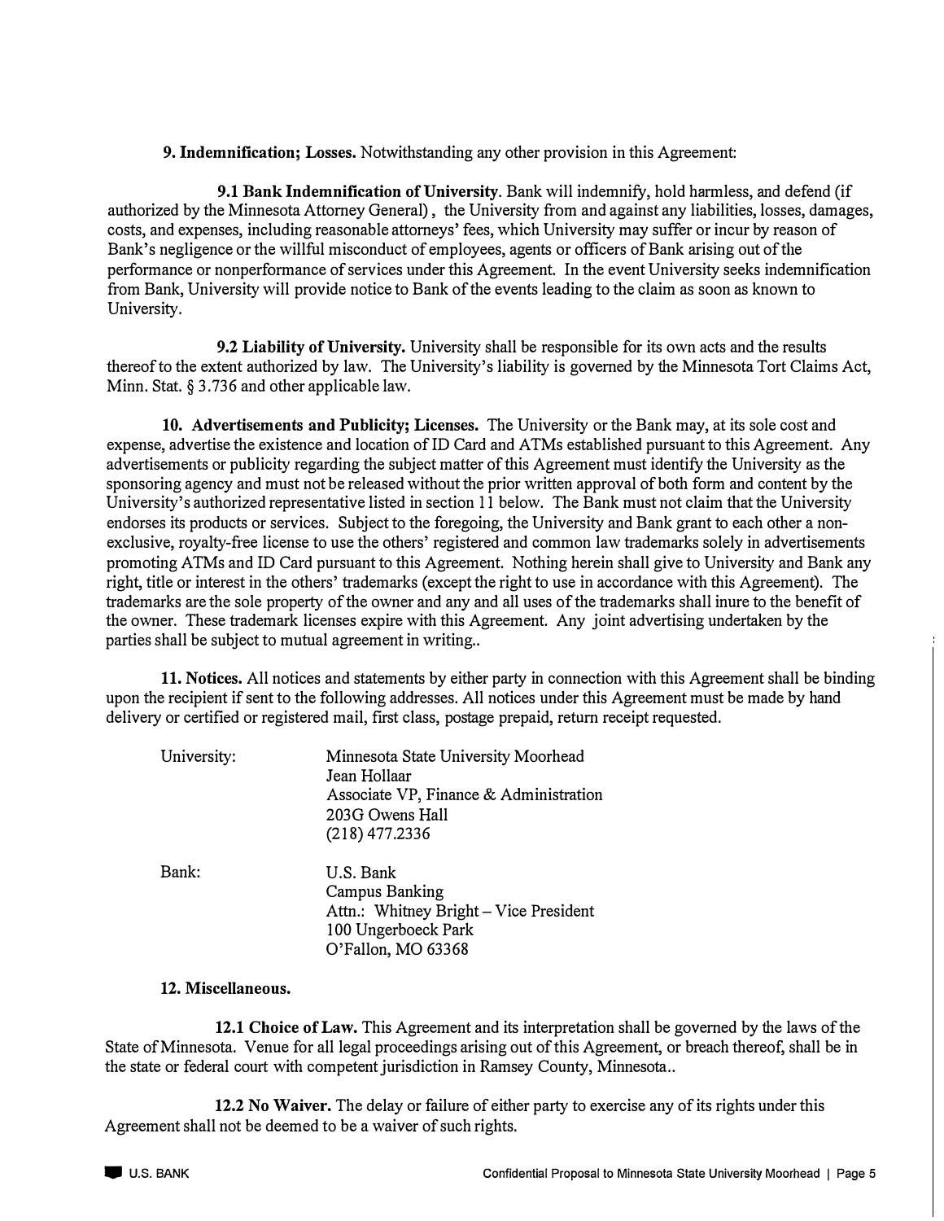**9. Indemnification; Losses.** Notwithstanding any other provision in this Agreement:

**9.1 Bank Indemnification of University**. Bank will indemnify, hold harmless, and defend (if authorized by the Minnesota Attorney General) , the University from and against any liabilities, losses, damages, costs, and expenses, including reasonable attorneys' fees, which University may suffer or incur by reason of Bank's negligence or the willful misconduct of employees, agents or officers of Bank arising out of the performance or nonperformance of services under this Agreement. In the event University seeks indemnification from Bank, University will provide notice to Bank of the events leading to the claim as soon as known to University.

**9.2 Liability of University.** University shall be responsible for its own acts and the results thereof to the extent authorized by law. The University's liability is governed by the Minnesota Tort Claims Act, Minn. Stat. § 3.736 and other applicable law.

**10. Advertisements and Publicity; Licenses.** The University or the Bank may, at its sole cost and expense, advertise the existence and location of ID Card and ATMs established pursuant to this Agreement. Any advertisements or publicity regarding the subject matter of this Agreement must identify the University as the sponsoring agency and must not be released without the prior written approval of both form and content by the University's authorized representative listed in section 11 below. The Bank must not claim that the University endorses its products or services. Subject to the foregoing, the University and Bank grant to each other a non-exclusive, royalty-free license to use the others' registered and common law trademarks solely in advertisements promoting ATMs and ID Card pursuant to this Agreement. Nothing herein shall give to University and Bank any right, title or interest in the others' trademarks (except the right to use in accordance with this Agreement). The trademarks are the sole property of the owner and any and all uses of the trademarks shall inure to the benefit of the owner. These trademark licenses expire with this Agreement. Any joint advertising undertaken by the parties shall be subject to mutual agreement in writing..

**11. Notices.** All notices and statements by either party in connection with this Agreement shall be binding upon the recipient if sent to the following addresses. All notices under this Agreement must be made by hand delivery or certified or registered mail, first class, postage prepaid, return receipt requested.

University:

Minnesota State University Moorhead
Jean Hollaar
Associate VP, Finance & Administration
203G Owens Hall
(218) 477.2336

Bank:

U.S. Bank
Campus Banking
Attn.: Whitney Bright – Vice President
100 Ungerboeck Park
O'Fallon, MO 63368

**12. Miscellaneous.**

**12.1 Choice of Law.** This Agreement and its interpretation shall be governed by the laws of the State of Minnesota. Venue for all legal proceedings arising out of this Agreement, or breach thereof, shall be in the state or federal court with competent jurisdiction in Ramsey County, Minnesota..

**12.2 No Waiver.** The delay or failure of either party to exercise any of its rights under this Agreement shall not be deemed to be a waiver of such rights.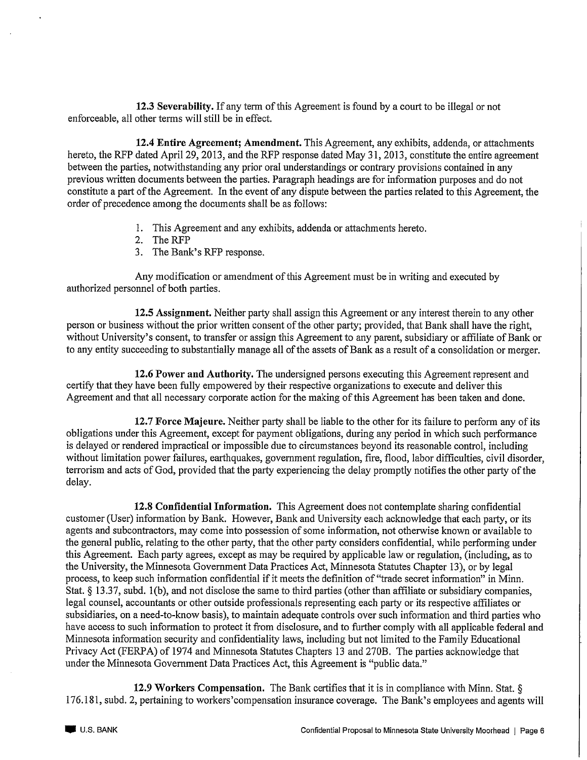**12.3 Severability.** If any term of this Agreement is found by a court to be illegal or not enforceable, all other terms will still be in effect.

**12.4 Entire Agreement; Amendment.** This Agreement, any exhibits, addenda, or attachments hereto, the RFP dated April 29, 2013, and the RFP response dated May 31, 2013, constitute the entire agreement between the parties, notwithstanding any prior oral understandings or contrary provisions contained in any previous written documents between the parties. Paragraph headings are for information purposes and do not constitute a part of the Agreement. In the event of any dispute between the parties related to this Agreement, the order of precedence among the documents shall be as follows:

1. This Agreement and any exhibits, addenda or attachments hereto.
2. The RFP
3. The Bank's RFP response.

Any modification or amendment of this Agreement must be in writing and executed by authorized personnel of both parties.

**12.5 Assignment.** Neither party shall assign this Agreement or any interest therein to any other person or business without the prior written consent of the other party; provided, that Bank shall have the right, without University's consent, to transfer or assign this Agreement to any parent, subsidiary or affiliate of Bank or to any entity succeeding to substantially manage all of the assets of Bank as a result of a consolidation or merger.

**12.6 Power and Authority.** The undersigned persons executing this Agreement represent and certify that they have been fully empowered by their respective organizations to execute and deliver this Agreement and that all necessary corporate action for the making of this Agreement has been taken and done.

**12.7 Force Majeure.** Neither party shall be liable to the other for its failure to perform any of its obligations under this Agreement, except for payment obligations, during any period in which such performance is delayed or rendered impractical or impossible due to circumstances beyond its reasonable control, including without limitation power failures, earthquakes, government regulation, fire, flood, labor difficulties, civil disorder, terrorism and acts of God, provided that the party experiencing the delay promptly notifies the other party of the delay.

**12.8 Confidential Information.** This Agreement does not contemplate sharing confidential customer (User) information by Bank. However, Bank and University each acknowledge that each party, or its agents and subcontractors, may come into possession of some information, not otherwise known or available to the general public, relating to the other party, that the other party considers confidential, while performing under this Agreement. Each party agrees, except as may be required by applicable law or regulation, (including, as to the University, the Minnesota Government Data Practices Act, Minnesota Statutes Chapter 13), or by legal process, to keep such information confidential if it meets the definition of "trade secret information" in Minn. Stat. § 13.37, subd. 1(b), and not disclose the same to third parties (other than affiliate or subsidiary companies, legal counsel, accountants or other outside professionals representing each party or its respective affiliates or subsidiaries, on a need-to-know basis), to maintain adequate controls over such information and third parties who have access to such information to protect it from disclosure, and to further comply with all applicable federal and Minnesota information security and confidentiality laws, including but not limited to the Family Educational Privacy Act (FERPA) of 1974 and Minnesota Statutes Chapters 13 and 270B. The parties acknowledge that under the Minnesota Government Data Practices Act, this Agreement is "public data."

**12.9 Workers Compensation.** The Bank certifies that it is in compliance with Minn. Stat. § 176.181, subd. 2, pertaining to workers'compensation insurance coverage. The Bank's employees and agents will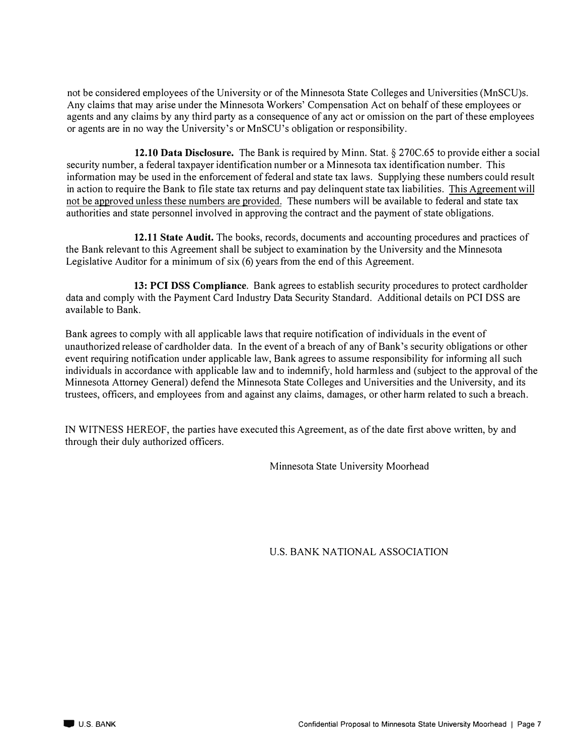not be considered employees of the University or of the Minnesota State Colleges and Universities (MnSCU)s. Any claims that may arise under the Minnesota Workers' Compensation Act on behalf of these employees or agents and any claims by any third party as a consequence of any act or omission on the part of these employees or agents are in no way the University's or MnSCU's obligation or responsibility.

**12.10 Data Disclosure.** The Bank is required by Minn. Stat. § 270C.65 to provide either a social security number, a federal taxpayer identification number or a Minnesota tax identification number. This information may be used in the enforcement of federal and state tax laws. Supplying these numbers could result in action to require the Bank to file state tax returns and pay delinquent state tax liabilities. This Agreement will not be approved unless these numbers are provided. These numbers will be available to federal and state tax authorities and state personnel involved in approving the contract and the payment of state obligations.

**12.11 State Audit.** The books, records, documents and accounting procedures and practices of the Bank relevant to this Agreement shall be subject to examination by the University and the Minnesota Legislative Auditor for a minimum of six (6) years from the end of this Agreement.

**13: PCI DSS Compliance**. Bank agrees to establish security procedures to protect cardholder data and comply with the Payment Card Industry Data Security Standard. Additional details on PCI DSS are available to Bank.

Bank agrees to comply with all applicable laws that require notification of individuals in the event of unauthorized release of cardholder data. In the event of a breach of any of Bank's security obligations or other event requiring notification under applicable law, Bank agrees to assume responsibility for informing all such individuals in accordance with applicable law and to indemnify, hold harmless and (subject to the approval of the Minnesota Attorney General) defend the Minnesota State Colleges and Universities and the University, and its trustees, officers, and employees from and against any claims, damages, or other harm related to such a breach.

IN WITNESS HEREOF, the parties have executed this Agreement, as of the date first above written, by and through their duly authorized officers.

Minnesota State University Moorhead

U.S. BANK NATIONAL ASSOCIATION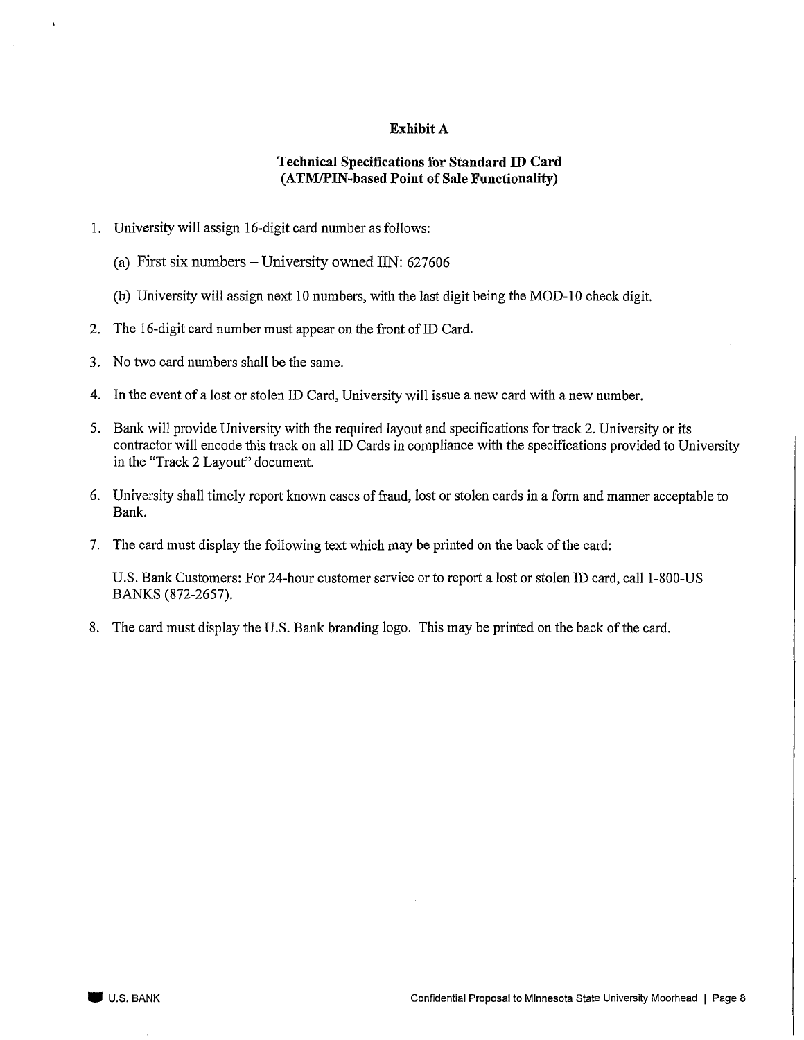## Exhibit A

### Technical Specifications for Standard ID Card (ATM/PIN-based Point of Sale Functionality)

1. University will assign 16-digit card number as follows:

   (a) First six numbers – University owned IIN: 627606

   (b) University will assign next 10 numbers, with the last digit being the MOD-10 check digit.

2. The 16-digit card number must appear on the front of ID Card.

3. No two card numbers shall be the same.

4. In the event of a lost or stolen ID Card, University will issue a new card with a new number.

5. Bank will provide University with the required layout and specifications for track 2. University or its contractor will encode this track on all ID Cards in compliance with the specifications provided to University in the "Track 2 Layout" document.

6. University shall timely report known cases of fraud, lost or stolen cards in a form and manner acceptable to Bank.

7. The card must display the following text which may be printed on the back of the card:

   U.S. Bank Customers: For 24-hour customer service or to report a lost or stolen ID card, call 1-800-US BANKS (872-2657).

8. The card must display the U.S. Bank branding logo. This may be printed on the back of the card.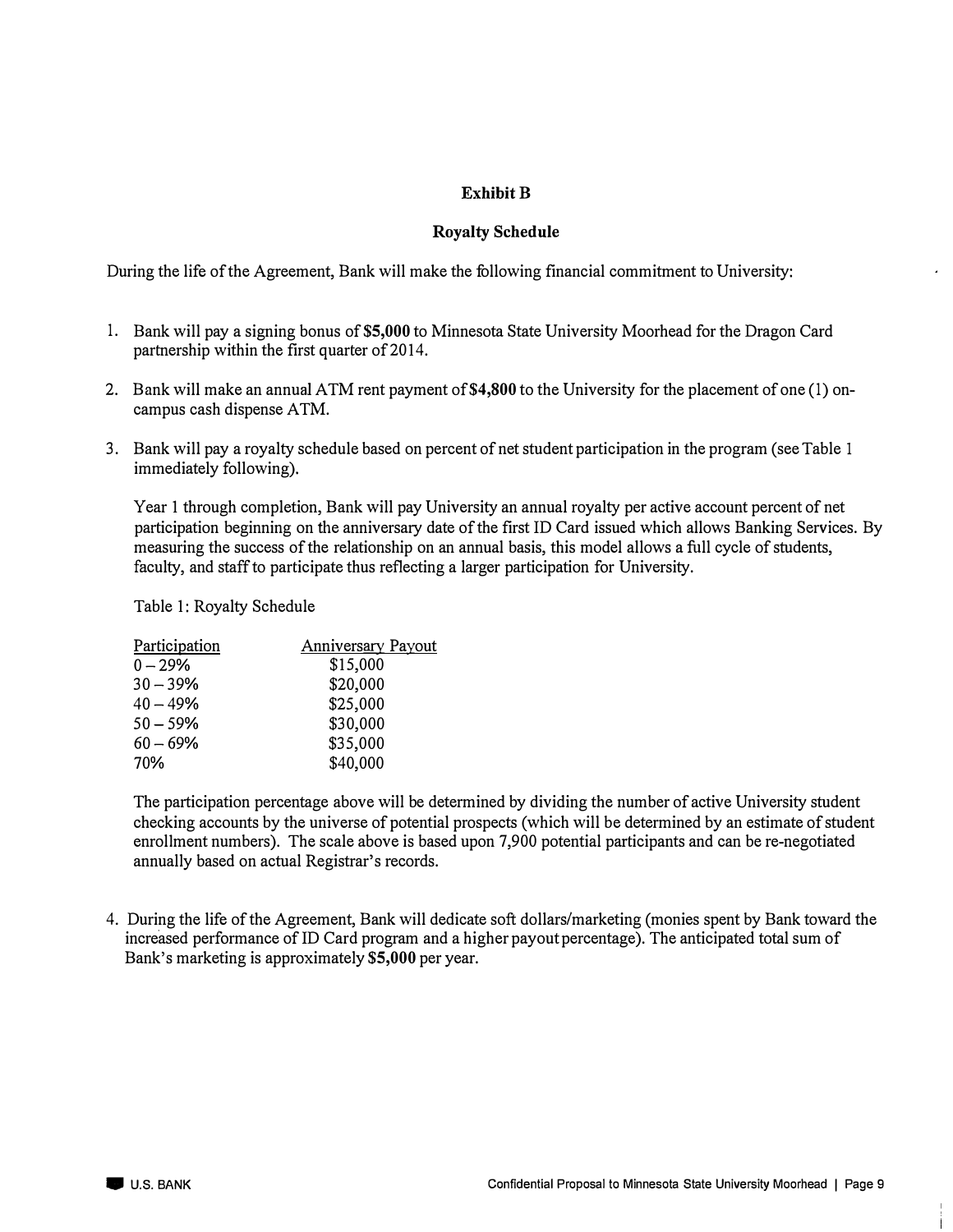## Exhibit B

## Royalty Schedule

During the life of the Agreement, Bank will make the following financial commitment to University:

1. Bank will pay a signing bonus of **$5,000** to Minnesota State University Moorhead for the Dragon Card partnership within the first quarter of 2014.

2. Bank will make an annual ATM rent payment of **$4,800** to the University for the placement of one (1) on-campus cash dispense ATM.

3. Bank will pay a royalty schedule based on percent of net student participation in the program (see Table 1 immediately following).

   Year 1 through completion, Bank will pay University an annual royalty per active account percent of net participation beginning on the anniversary date of the first ID Card issued which allows Banking Services. By measuring the success of the relationship on an annual basis, this model allows a full cycle of students, faculty, and staff to participate thus reflecting a larger participation for University.

   Table 1: Royalty Schedule

   | Participation | Anniversary Payout |
   |---|---|
   | 0 – 29% | $15,000 |
   | 30 – 39% | $20,000 |
   | 40 – 49% | $25,000 |
   | 50 – 59% | $30,000 |
   | 60 – 69% | $35,000 |
   | 70% | $40,000 |

   The participation percentage above will be determined by dividing the number of active University student checking accounts by the universe of potential prospects (which will be determined by an estimate of student enrollment numbers). The scale above is based upon 7,900 potential participants and can be re-negotiated annually based on actual Registrar's records.

4. During the life of the Agreement, Bank will dedicate soft dollars/marketing (monies spent by Bank toward the increased performance of ID Card program and a higher payout percentage). The anticipated total sum of Bank's marketing is approximately **$5,000** per year.